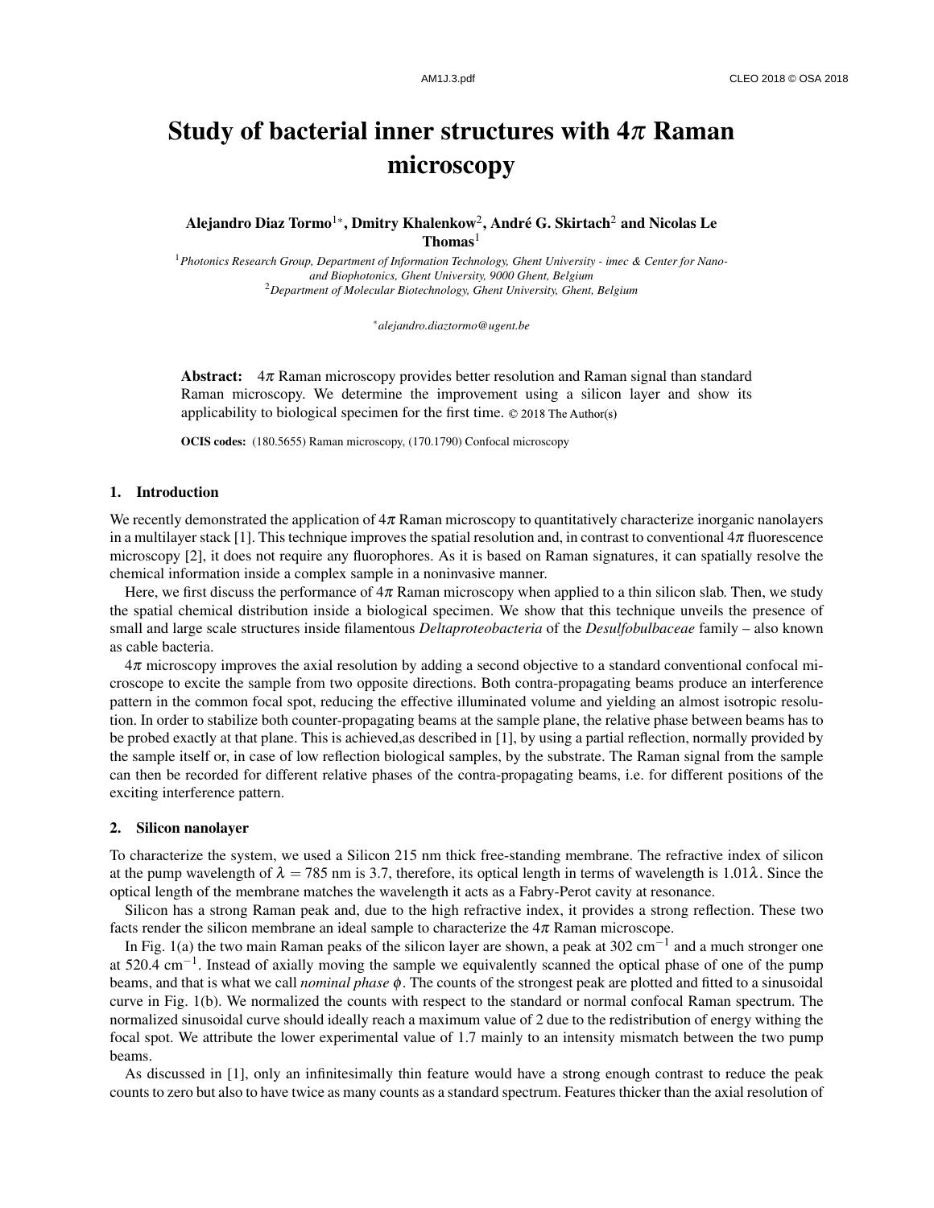# Study of bacterial inner structures with 4$\pi$ Raman microscopy

**Alejandro Diaz Tormo[1*], Dmitry Khalenkow[2], André G. Skirtach[2] and Nicolas Le Thomas[1]**

[1] *Photonics Research Group, Department of Information Technology, Ghent University - imec & Center for Nano- and Biophotonics, Ghent University, 9000 Ghent, Belgium*
[2] *Department of Molecular Biotechnology, Ghent University, Ghent, Belgium*

*alejandro.diaztormo@ugent.be

**Abstract:** 4$\pi$ Raman microscopy provides better resolution and Raman signal than standard Raman microscopy. We determine the improvement using a silicon layer and show its applicability to biological specimen for the first time. © 2018 The Author(s)

**OCIS codes:** (180.5655) Raman microscopy, (170.1790) Confocal microscopy

## 1. Introduction

We recently demonstrated the application of 4$\pi$ Raman microscopy to quantitatively characterize inorganic nanolayers in a multilayer stack [1]. This technique improves the spatial resolution and, in contrast to conventional 4$\pi$ fluorescence microscopy [2], it does not require any fluorophores. As it is based on Raman signatures, it can spatially resolve the chemical information inside a complex sample in a noninvasive manner.

Here, we first discuss the performance of 4$\pi$ Raman microscopy when applied to a thin silicon slab. Then, we study the spatial chemical distribution inside a biological specimen. We show that this technique unveils the presence of small and large scale structures inside filamentous *Deltaproteobacteria* of the *Desulfobulbaceae* family – also known as cable bacteria.

4$\pi$ microscopy improves the axial resolution by adding a second objective to a standard conventional confocal microscope to excite the sample from two opposite directions. Both contra-propagating beams produce an interference pattern in the common focal spot, reducing the effective illuminated volume and yielding an almost isotropic resolution. In order to stabilize both counter-propagating beams at the sample plane, the relative phase between beams has to be probed exactly at that plane. This is achieved,as described in [1], by using a partial reflection, normally provided by the sample itself or, in case of low reflection biological samples, by the substrate. The Raman signal from the sample can then be recorded for different relative phases of the contra-propagating beams, i.e. for different positions of the exciting interference pattern.

## 2. Silicon nanolayer

To characterize the system, we used a Silicon 215 nm thick free-standing membrane. The refractive index of silicon at the pump wavelength of $\lambda = 785$ nm is 3.7, therefore, its optical length in terms of wavelength is $1.01\lambda$. Since the optical length of the membrane matches the wavelength it acts as a Fabry-Perot cavity at resonance.

Silicon has a strong Raman peak and, due to the high refractive index, it provides a strong reflection. These two facts render the silicon membrane an ideal sample to characterize the 4$\pi$ Raman microscope.

In Fig. 1(a) the two main Raman peaks of the silicon layer are shown, a peak at 302 cm$^{-1}$ and a much stronger one at 520.4 cm$^{-1}$. Instead of axially moving the sample we equivalently scanned the optical phase of one of the pump beams, and that is what we call *nominal phase* $\phi$. The counts of the strongest peak are plotted and fitted to a sinusoidal curve in Fig. 1(b). We normalized the counts with respect to the standard or normal confocal Raman spectrum. The normalized sinusoidal curve should ideally reach a maximum value of 2 due to the redistribution of energy withing the focal spot. We attribute the lower experimental value of 1.7 mainly to an intensity mismatch between the two pump beams.

As discussed in [1], only an infinitesimally thin feature would have a strong enough contrast to reduce the peak counts to zero but also to have twice as many counts as a standard spectrum. Features thicker than the axial resolution of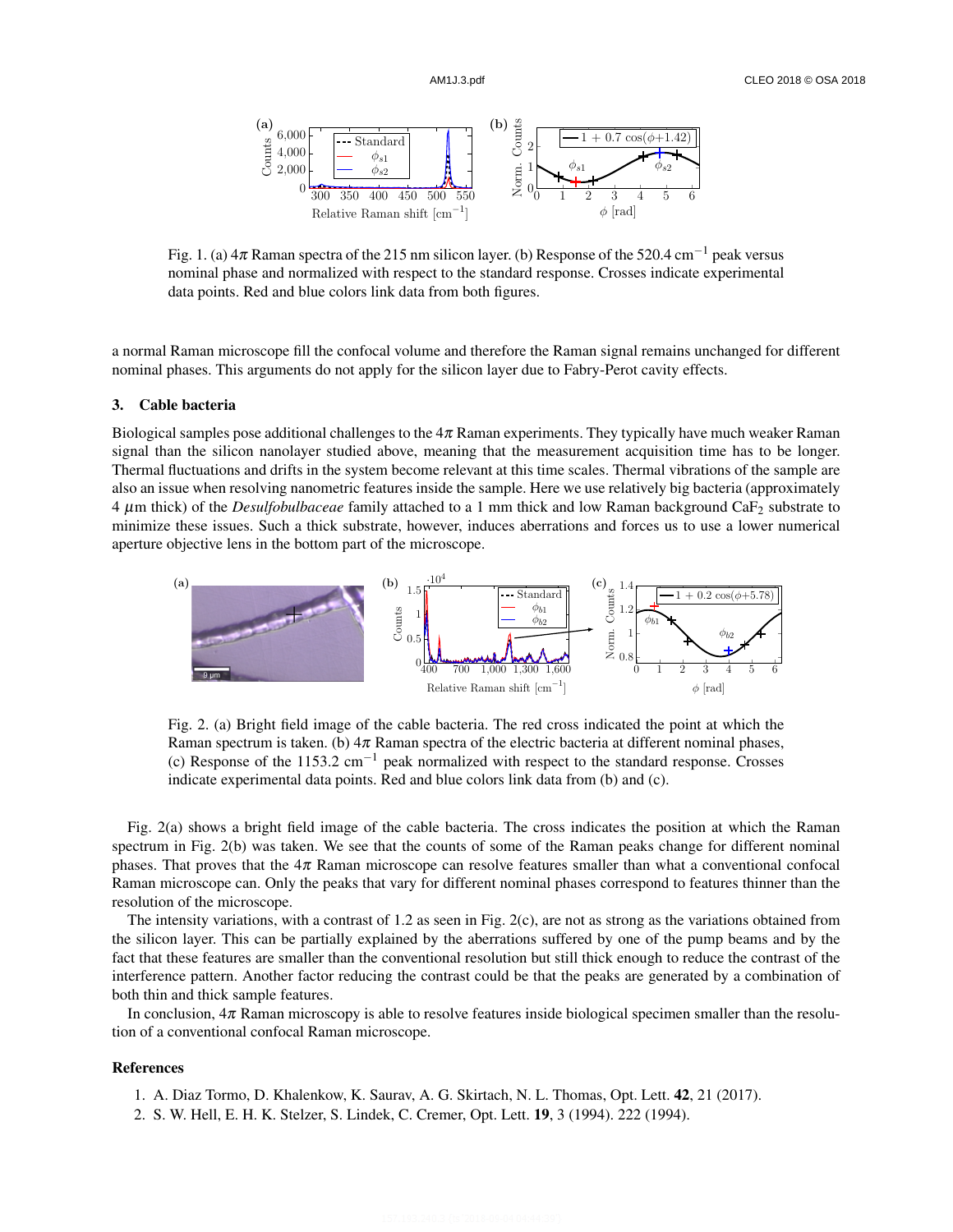(a)

Counts

6,000
4,000
2,000
0

300 350 400 450 500 550

Relative Raman shift [cm$^{-1}$]

Standard
$\phi_{s1}$
$\phi_{s2}$

(b)

Norm. Counts

2
1
0

0 1 2 3 4 5 6

$\phi$ [rad]

$1 + 0.7\cos(\phi{+}1.42)$

$\phi_{s1}$

$\phi_{s2}$

Fig. 1. (a) $4\pi$ Raman spectra of the 215 nm silicon layer. (b) Response of the 520.4 cm$^{-1}$ peak versus nominal phase and normalized with respect to the standard response. Crosses indicate experimental data points. Red and blue colors link data from both figures.

a normal Raman microscope fill the confocal volume and therefore the Raman signal remains unchanged for different nominal phases. This arguments do not apply for the silicon layer due to Fabry-Perot cavity effects.

## 3. Cable bacteria

Biological samples pose additional challenges to the $4\pi$ Raman experiments. They typically have much weaker Raman signal than the silicon nanolayer studied above, meaning that the measurement acquisition time has to be longer. Thermal fluctuations and drifts in the system become relevant at this time scales. Thermal vibrations of the sample are also an issue when resolving nanometric features inside the sample. Here we use relatively big bacteria (approximately 4 $\mu$m thick) of the *Desulfobulbaceae* family attached to a 1 mm thick and low Raman background $CaF_2$ substrate to minimize these issues. Such a thick substrate, however, induces aberrations and forces us to use a lower numerical aperture objective lens in the bottom part of the microscope.

(a)

9 µm

(b)

Counts

$\cdot 10^4$

1.5
1
0.5
0

400 700 1,000 1,300 1,600

Relative Raman shift [cm$^{-1}$]

Standard
$\phi_{b1}$
$\phi_{b2}$

(c)

Norm. Counts

1.4
1.2
1
0.8

0 1 2 3 4 5 6

$\phi$ [rad]

$1 + 0.2\cos(\phi{+}5.78)$

$\phi_{b1}$

$\phi_{b2}$

Fig. 2. (a) Bright field image of the cable bacteria. The red cross indicated the point at which the Raman spectrum is taken. (b) $4\pi$ Raman spectra of the electric bacteria at different nominal phases, (c) Response of the 1153.2 cm$^{-1}$ peak normalized with respect to the standard response. Crosses indicate experimental data points. Red and blue colors link data from (b) and (c).

Fig. 2(a) shows a bright field image of the cable bacteria. The cross indicates the position at which the Raman spectrum in Fig. 2(b) was taken. We see that the counts of some of the Raman peaks change for different nominal phases. That proves that the $4\pi$ Raman microscope can resolve features smaller than what a conventional confocal Raman microscope can. Only the peaks that vary for different nominal phases correspond to features thinner than the resolution of the microscope.

The intensity variations, with a contrast of 1.2 as seen in Fig. 2(c), are not as strong as the variations obtained from the silicon layer. This can be partially explained by the aberrations suffered by one of the pump beams and by the fact that these features are smaller than the conventional resolution but still thick enough to reduce the contrast of the interference pattern. Another factor reducing the contrast could be that the peaks are generated by a combination of both thin and thick sample features.

In conclusion, $4\pi$ Raman microscopy is able to resolve features inside biological specimen smaller than the resolution of a conventional confocal Raman microscope.

## References

1. A. Diaz Tormo, D. Khalenkow, K. Saurav, A. G. Skirtach, N. L. Thomas, Opt. Lett. **42**, 21 (2017).
2. S. W. Hell, E. H. K. Stelzer, S. Lindek, C. Cremer, Opt. Lett. **19**, 3 (1994). 222 (1994).